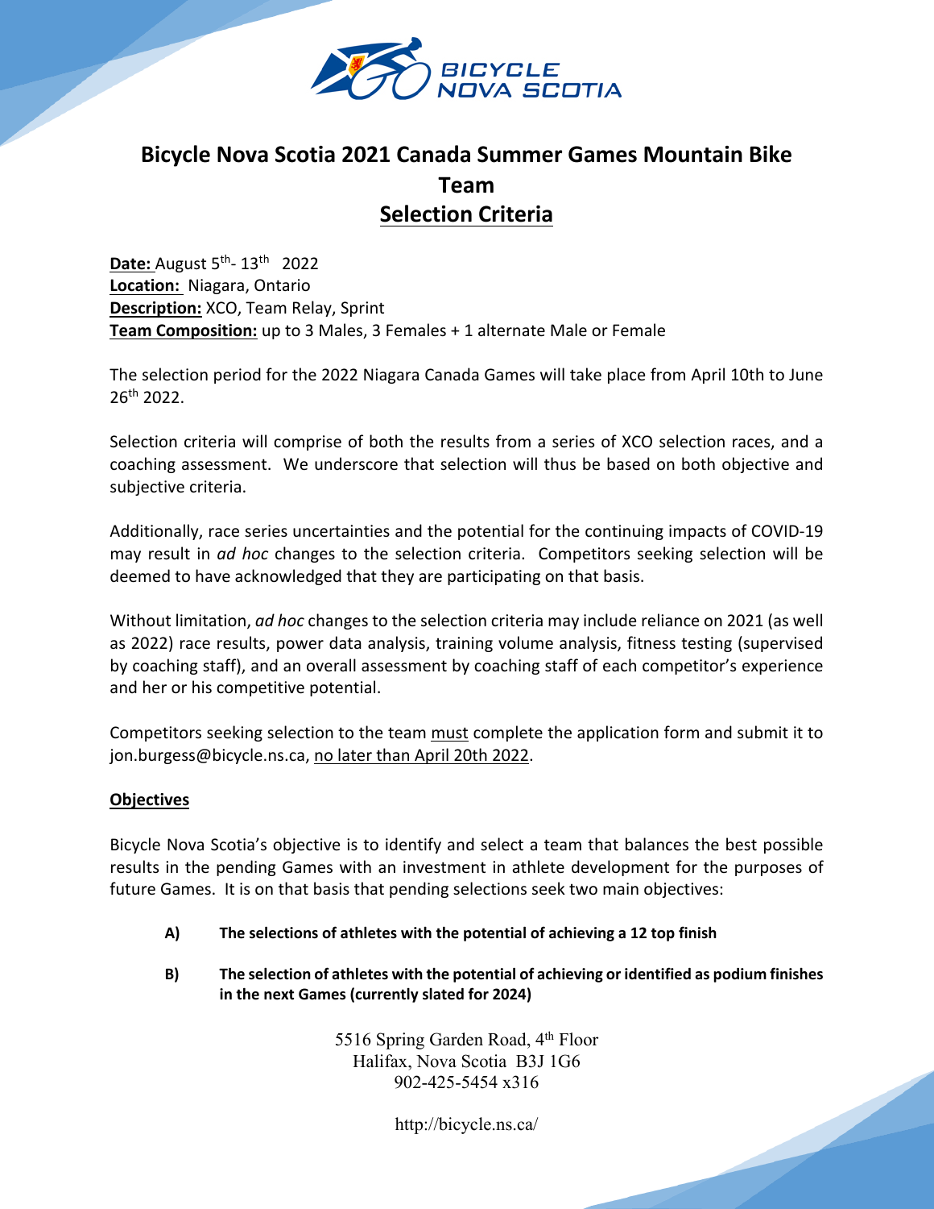# Bicycle Nova Scotia 2021 Canada Summer Games Mountain Bike Team

## Selection Criteria

**Date:** August 5th- 13th 2022
**Location:** Niagara, Ontario
**Description:** XCO, Team Relay, Sprint
**Team Composition:** up to 3 Males, 3 Females + 1 alternate Male or Female

The selection period for the 2022 Niagara Canada Games will take place from April 10th to June 26th 2022.

Selection criteria will comprise of both the results from a series of XCO selection races, and a coaching assessment. We underscore that selection will thus be based on both objective and subjective criteria.

Additionally, race series uncertainties and the potential for the continuing impacts of COVID-19 may result in *ad hoc* changes to the selection criteria. Competitors seeking selection will be deemed to have acknowledged that they are participating on that basis.

Without limitation, *ad hoc* changes to the selection criteria may include reliance on 2021 (as well as 2022) race results, power data analysis, training volume analysis, fitness testing (supervised by coaching staff), and an overall assessment by coaching staff of each competitor's experience and her or his competitive potential.

Competitors seeking selection to the team must complete the application form and submit it to jon.burgess@bicycle.ns.ca, no later than April 20th 2022.

### Objectives

Bicycle Nova Scotia's objective is to identify and select a team that balances the best possible results in the pending Games with an investment in athlete development for the purposes of future Games. It is on that basis that pending selections seek two main objectives:

- **A) The selections of athletes with the potential of achieving a 12 top finish**
- **B) The selection of athletes with the potential of achieving or identified as podium finishes in the next Games (currently slated for 2024)**

5516 Spring Garden Road, 4th Floor
Halifax, Nova Scotia B3J 1G6
902-425-5454 x316

http://bicycle.ns.ca/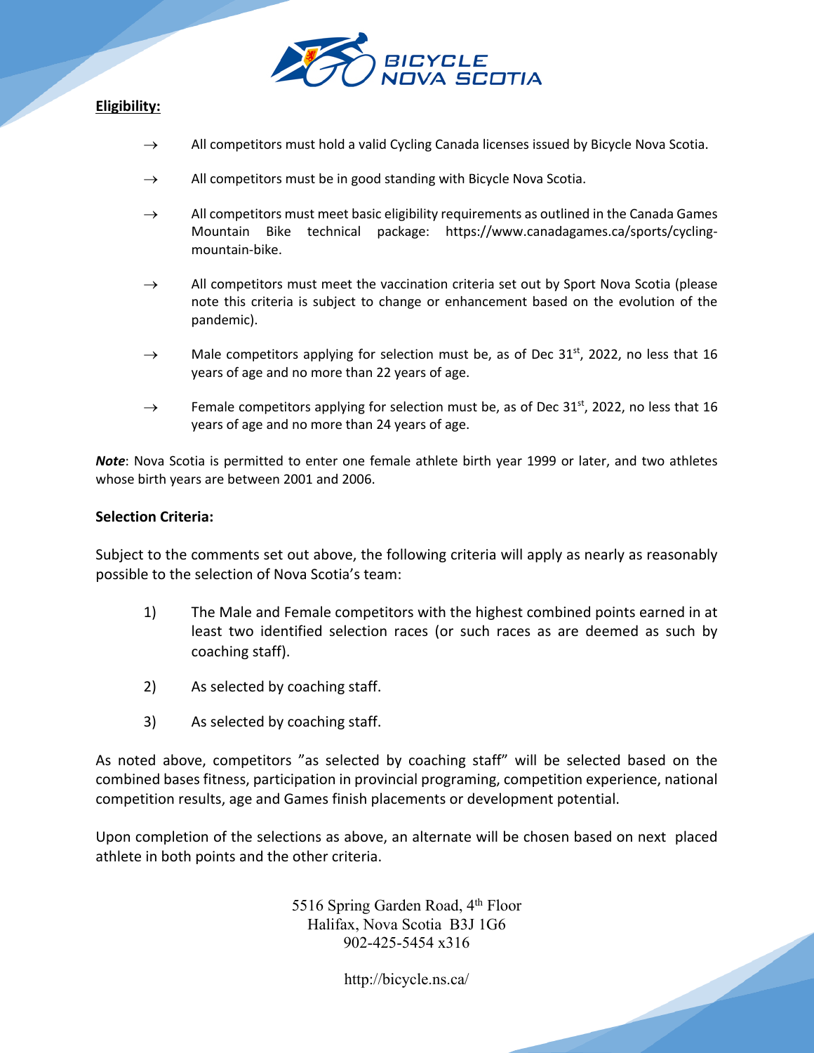**Eligibility:**

- → All competitors must hold a valid Cycling Canada licenses issued by Bicycle Nova Scotia.
- → All competitors must be in good standing with Bicycle Nova Scotia.
- → All competitors must meet basic eligibility requirements as outlined in the Canada Games Mountain Bike technical package: https://www.canadagames.ca/sports/cycling-mountain-bike.
- → All competitors must meet the vaccination criteria set out by Sport Nova Scotia (please note this criteria is subject to change or enhancement based on the evolution of the pandemic).
- → Male competitors applying for selection must be, as of Dec 31st, 2022, no less that 16 years of age and no more than 22 years of age.
- → Female competitors applying for selection must be, as of Dec 31st, 2022, no less that 16 years of age and no more than 24 years of age.

***Note***: Nova Scotia is permitted to enter one female athlete birth year 1999 or later, and two athletes whose birth years are between 2001 and 2006.

**Selection Criteria:**

Subject to the comments set out above, the following criteria will apply as nearly as reasonably possible to the selection of Nova Scotia's team:

1) The Male and Female competitors with the highest combined points earned in at least two identified selection races (or such races as are deemed as such by coaching staff).
2) As selected by coaching staff.
3) As selected by coaching staff.

As noted above, competitors "as selected by coaching staff" will be selected based on the combined bases fitness, participation in provincial programing, competition experience, national competition results, age and Games finish placements or development potential.

Upon completion of the selections as above, an alternate will be chosen based on next placed athlete in both points and the other criteria.

5516 Spring Garden Road, 4th Floor
Halifax, Nova Scotia B3J 1G6
902-425-5454 x316

http://bicycle.ns.ca/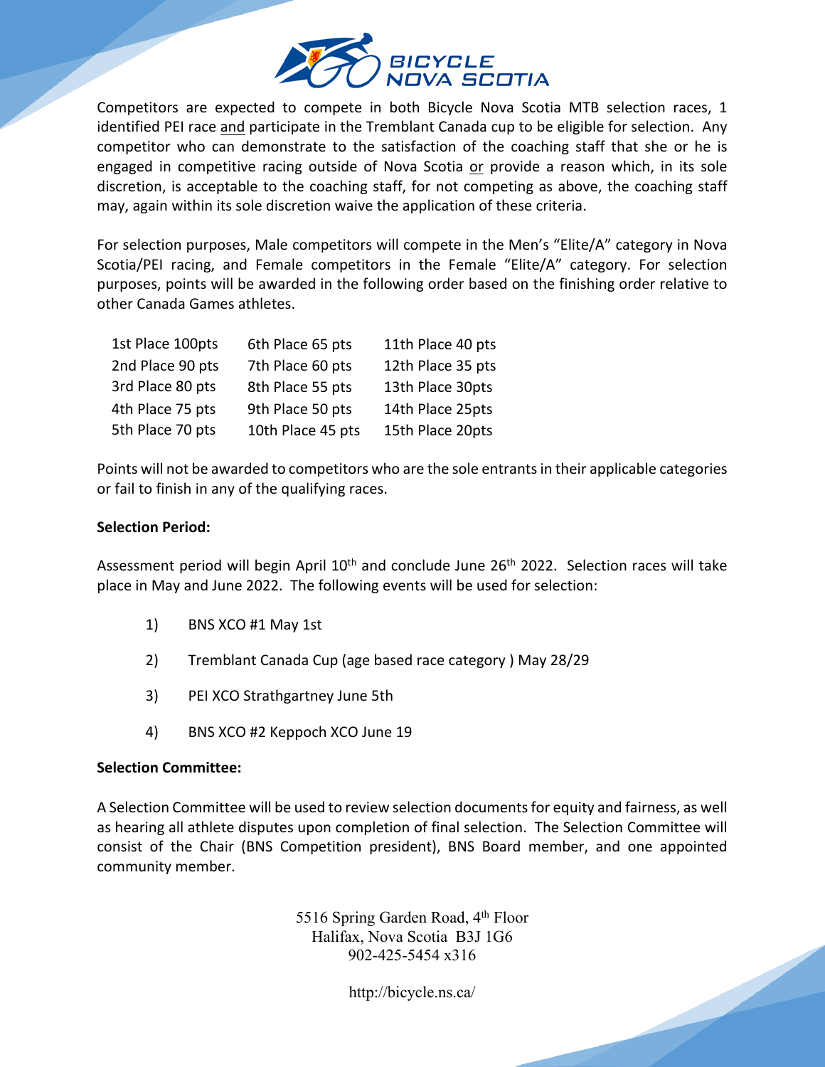Competitors are expected to compete in both Bicycle Nova Scotia MTB selection races, 1 identified PEI race <u>and</u> participate in the Tremblant Canada cup to be eligible for selection. Any competitor who can demonstrate to the satisfaction of the coaching staff that she or he is engaged in competitive racing outside of Nova Scotia <u>or</u> provide a reason which, in its sole discretion, is acceptable to the coaching staff, for not competing as above, the coaching staff may, again within its sole discretion waive the application of these criteria.

For selection purposes, Male competitors will compete in the Men's "Elite/A" category in Nova Scotia/PEI racing, and Female competitors in the Female "Elite/A" category. For selection purposes, points will be awarded in the following order based on the finishing order relative to other Canada Games athletes.

| | | |
|---|---|---|
| 1st Place 100pts | 6th Place 65 pts | 11th Place 40 pts |
| 2nd Place 90 pts | 7th Place 60 pts | 12th Place 35 pts |
| 3rd Place 80 pts | 8th Place 55 pts | 13th Place 30pts |
| 4th Place 75 pts | 9th Place 50 pts | 14th Place 25pts |
| 5th Place 70 pts | 10th Place 45 pts | 15th Place 20pts |

Points will not be awarded to competitors who are the sole entrants in their applicable categories or fail to finish in any of the qualifying races.

**Selection Period:**

Assessment period will begin April 10th and conclude June 26th 2022. Selection races will take place in May and June 2022. The following events will be used for selection:

1) BNS XCO #1 May 1st
2) Tremblant Canada Cup (age based race category ) May 28/29
3) PEI XCO Strathgartney June 5th
4) BNS XCO #2 Keppoch XCO June 19

**Selection Committee:**

A Selection Committee will be used to review selection documents for equity and fairness, as well as hearing all athlete disputes upon completion of final selection. The Selection Committee will consist of the Chair (BNS Competition president), BNS Board member, and one appointed community member.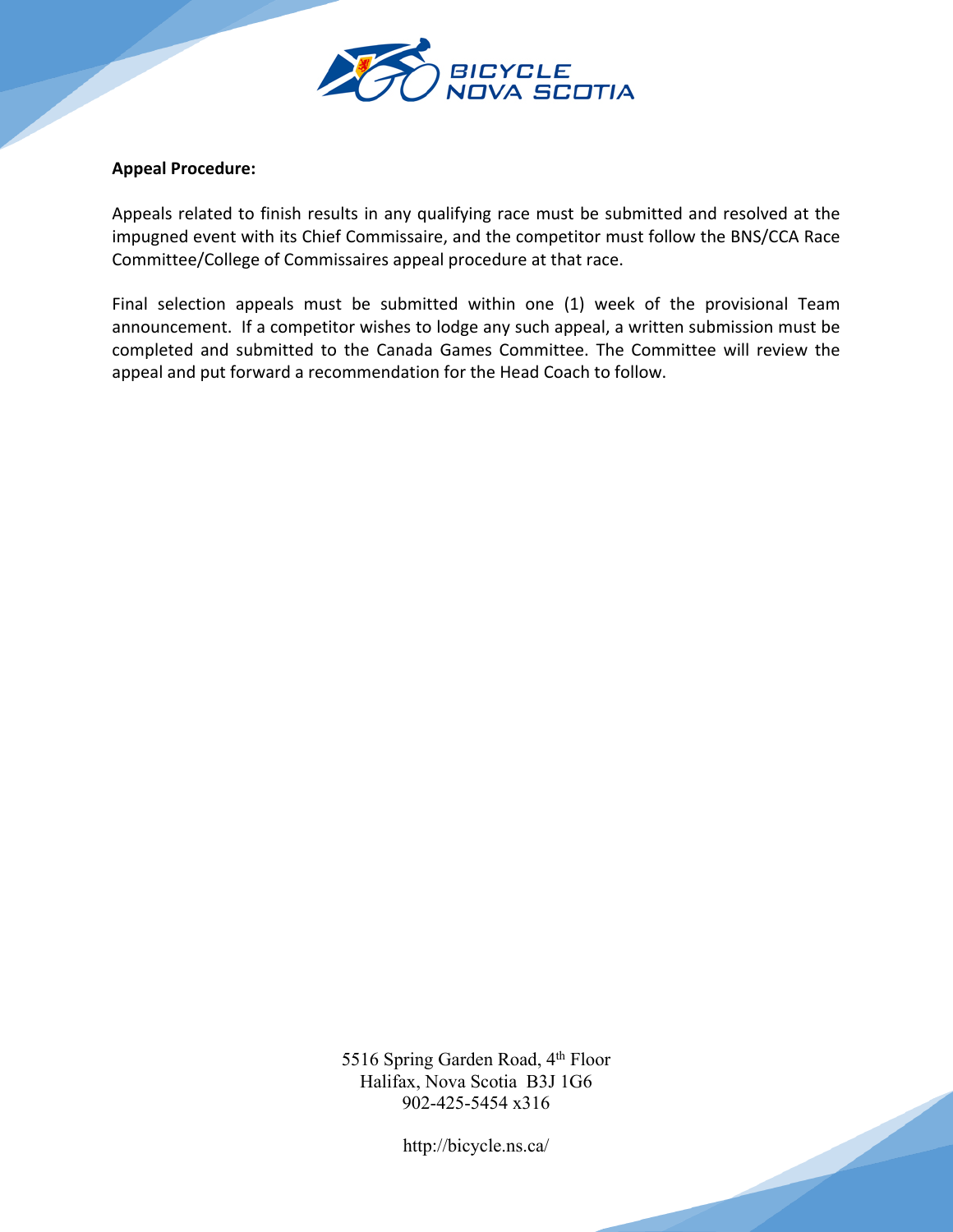**Appeal Procedure:**

Appeals related to finish results in any qualifying race must be submitted and resolved at the impugned event with its Chief Commissaire, and the competitor must follow the BNS/CCA Race Committee/College of Commissaires appeal procedure at that race.

Final selection appeals must be submitted within one (1) week of the provisional Team announcement. If a competitor wishes to lodge any such appeal, a written submission must be completed and submitted to the Canada Games Committee. The Committee will review the appeal and put forward a recommendation for the Head Coach to follow.